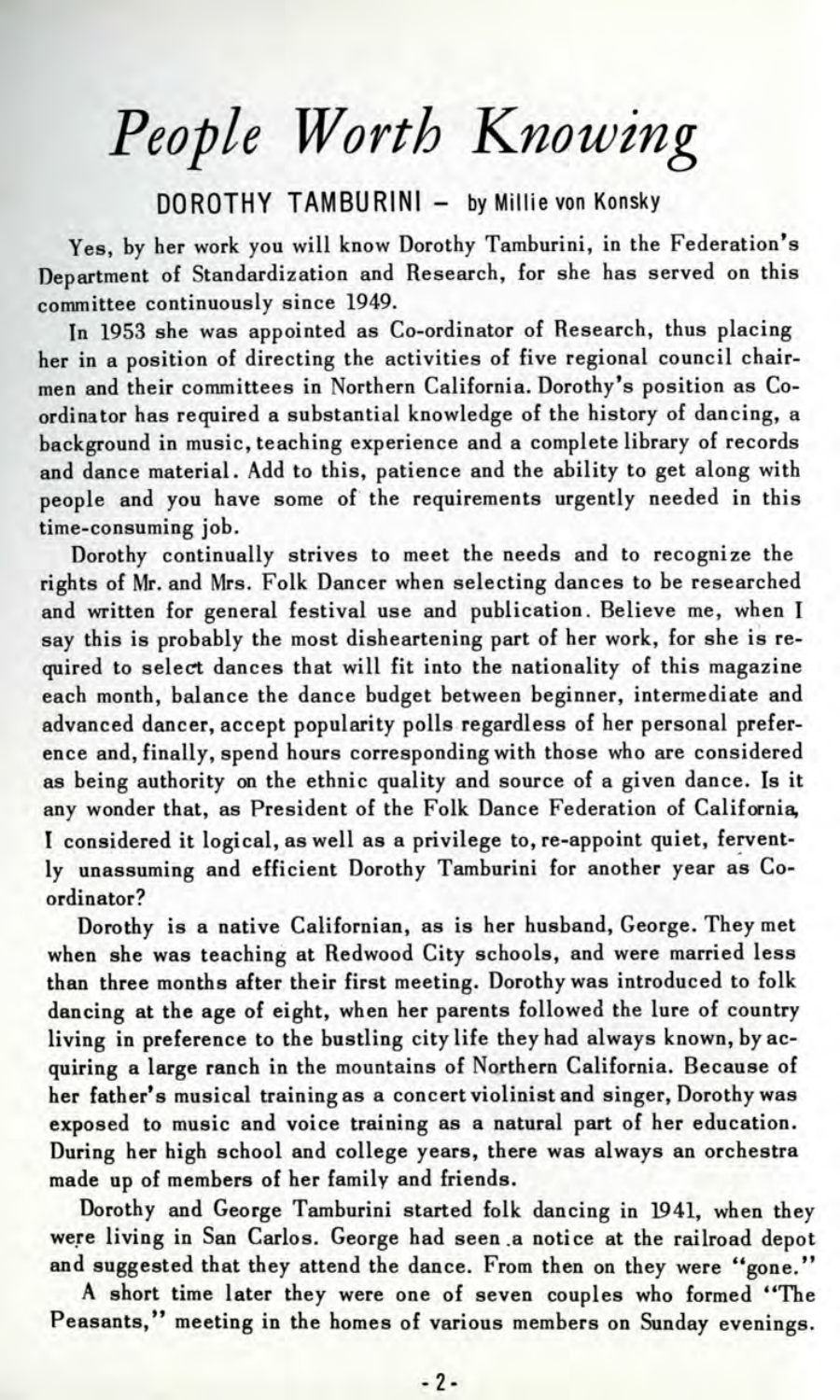# *People Worth Knowing*

## DOROTHY TAMBURINI – by Millie von Konsky

Yes, by her work you will know Dorothy Tamburini, in the Federation's Department of Standardization and Research, for she has served on this committee continuously since 1949.

In 1953 she was appointed as Co-ordinator of Research, thus placing her in a position of directing the activities of five regional council chairmen and their committees in Northern California. Dorothy's position as Co-ordinator has required a substantial knowledge of the history of dancing, a background in music, teaching experience and a complete library of records and dance material. Add to this, patience and the ability to get along with people and you have some of the requirements urgently needed in this time-consuming job.

Dorothy continually strives to meet the needs and to recognize the rights of Mr. and Mrs. Folk Dancer when selecting dances to be researched and written for general festival use and publication. Believe me, when I say this is probably the most disheartening part of her work, for she is required to select dances that will fit into the nationality of this magazine each month, balance the dance budget between beginner, intermediate and advanced dancer, accept popularity polls regardless of her personal preference and, finally, spend hours corresponding with those who are considered as being authority on the ethnic quality and source of a given dance. Is it any wonder that, as President of the Folk Dance Federation of California, I considered it logical, as well as a privilege to, re-appoint quiet, fervently unassuming and efficient Dorothy Tamburini for another year as Co-ordinator?

Dorothy is a native Californian, as is her husband, George. They met when she was teaching at Redwood City schools, and were married less than three months after their first meeting. Dorothy was introduced to folk dancing at the age of eight, when her parents followed the lure of country living in preference to the bustling city life they had always known, by acquiring a large ranch in the mountains of Northern California. Because of her father's musical training as a concert violinist and singer, Dorothy was exposed to music and voice training as a natural part of her education. During her high school and college years, there was always an orchestra made up of members of her family and friends.

Dorothy and George Tamburini started folk dancing in 1941, when they were living in San Carlos. George had seen a notice at the railroad depot and suggested that they attend the dance. From then on they were "gone."

A short time later they were one of seven couples who formed "The Peasants," meeting in the homes of various members on Sunday evenings.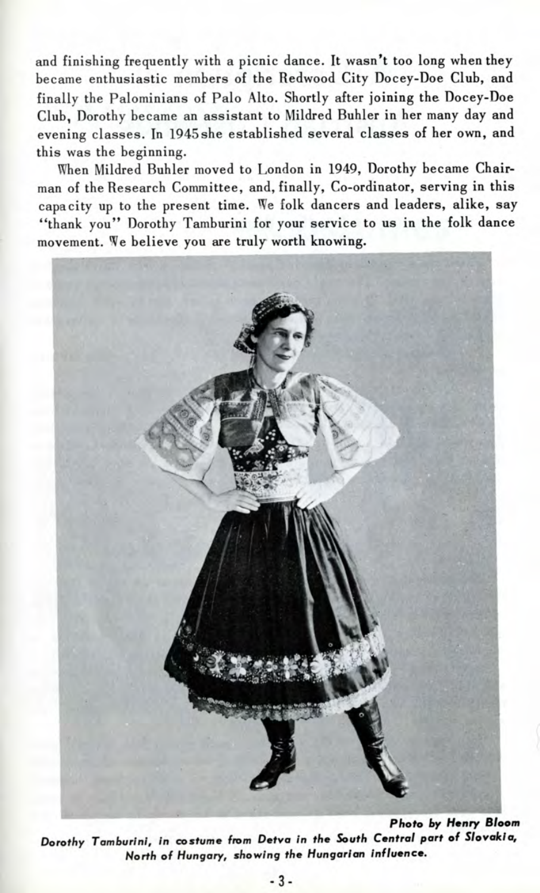and finishing frequently with a picnic dance. It wasn't too long when they became enthusiastic members of the Redwood City Docey-Doe Club, and finally the Palominians of Palo Alto. Shortly after joining the Docey-Doe Club, Dorothy became an assistant to Mildred Buhler in her many day and evening classes. In 1945 she established several classes of her own, and this was the beginning.

When Mildred Buhler moved to London in 1949, Dorothy became Chairman of the Research Committee, and, finally, Co-ordinator, serving in this capacity up to the present time. We folk dancers and leaders, alike, say "thank you" Dorothy Tamburini for your service to us in the folk dance movement. We believe you are truly worth knowing.

***Photo by Henry Bloom***

***Dorothy Tamburini, in costume from Detva in the South Central part of Slovakia, North of Hungary, showing the Hungarian influence.***